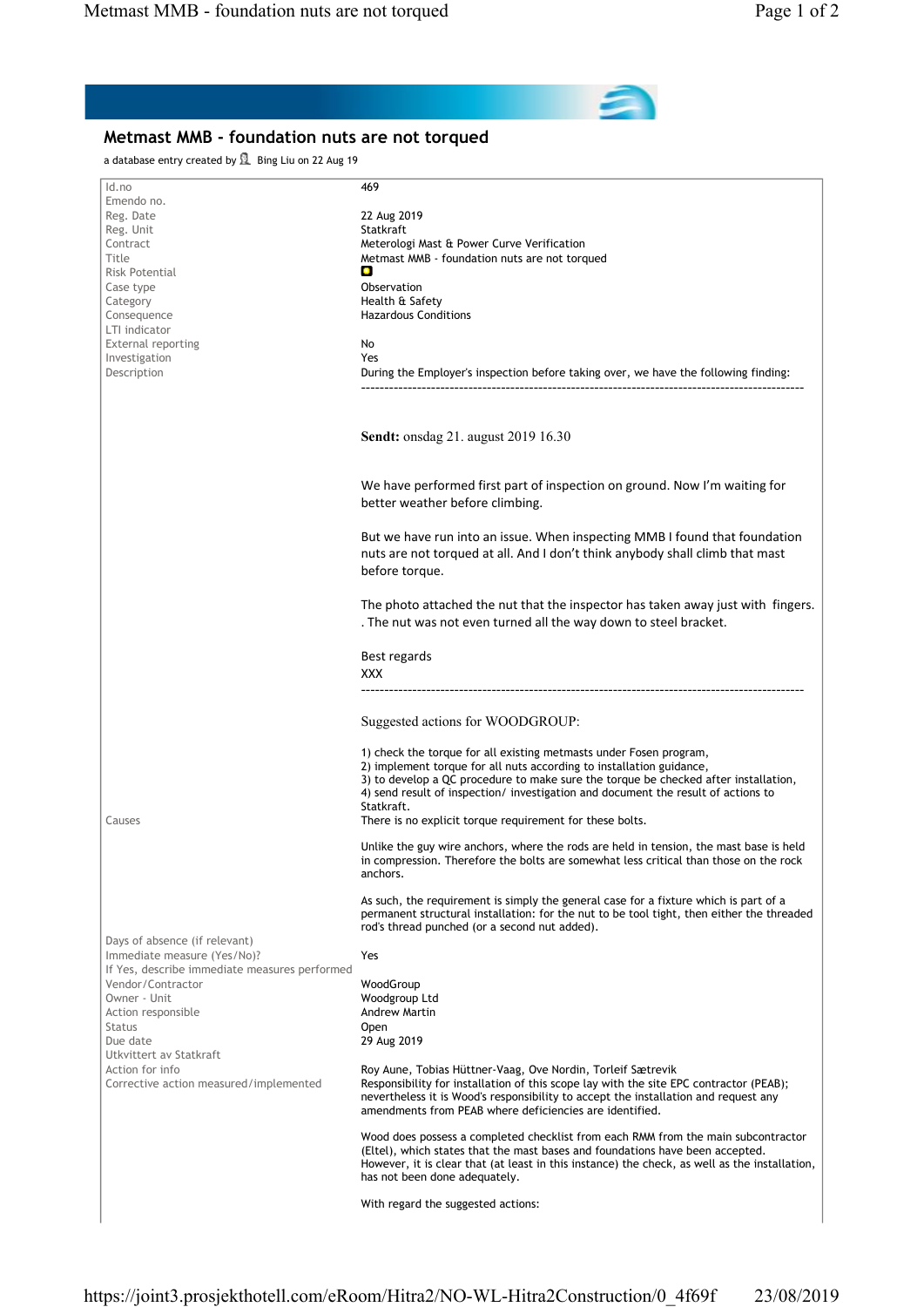# Metmast MMB - foundation nuts are not torqued

a database entry created by Bing Liu on 22 Aug 19

| Field | Value |
|---|---|
| Id.no | 469 |
| Emendo no. | |
| Reg. Date | 22 Aug 2019 |
| Reg. Unit | Statkraft |
| Contract | Meterologi Mast & Power Curve Verification |
| Title | Metmast MMB - foundation nuts are not torqued |
| Risk Potential | |
| Case type | Observation |
| Category | Health & Safety |
| Consequence | Hazardous Conditions |
| LTI indicator | |
| External reporting | No |
| Investigation | Yes |
| Description | During the Employer's inspection before taking over, we have the following finding: (see below) |
| Causes | There is no explicit torque requirement for these bolts. (see below) |
| Days of absence (if relevant) | |
| Immediate measure (Yes/No)? | Yes |
| If Yes, describe immediate measures performed | |
| Vendor/Contractor | WoodGroup |
| Owner - Unit | Woodgroup Ltd |
| Action responsible | Andrew Martin |
| Status | Open |
| Due date | 29 Aug 2019 |
| Utkvittert av Statkraft | |
| Action for info | Roy Aune, Tobias Hüttner-Vaag, Ove Nordin, Torleif Sætrevik |
| Corrective action measured/implemented | (see below) |

**Description:**

During the Employer's inspection before taking over, we have the following finding:

---

**Sendt:** onsdag 21. august 2019 16.30

We have performed first part of inspection on ground. Now I'm waiting for better weather before climbing.

But we have run into an issue. When inspecting MMB I found that foundation nuts are not torqued at all. And I don't think anybody shall climb that mast before torque.

The photo attached the nut that the inspector has taken away just with fingers. . The nut was not even turned all the way down to steel bracket.

Best regards
XXX

---

Suggested actions for WOODGROUP:

1) check the torque for all existing metmasts under Fosen program,
2) implement torque for all nuts according to installation guidance,
3) to develop a QC procedure to make sure the torque be checked after installation,
4) send result of inspection/ investigation and document the result of actions to Statkraft.

**Causes:**

There is no explicit torque requirement for these bolts.

Unlike the guy wire anchors, where the rods are held in tension, the mast base is held in compression. Therefore the bolts are somewhat less critical than those on the rock anchors.

As such, the requirement is simply the general case for a fixture which is part of a permanent structural installation: for the nut to be tool tight, then either the threaded rod's thread punched (or a second nut added).

**Corrective action measured/implemented:**

Responsibility for installation of this scope lay with the site EPC contractor (PEAB); nevertheless it is Wood's responsibility to accept the installation and request any amendments from PEAB where deficiencies are identified.

Wood does possess a completed checklist from each RMM from the main subcontractor (Eltel), which states that the mast bases and foundations have been accepted. However, it is clear that (at least in this instance) the check, as well as the installation, has not been done adequately.

With regard the suggested actions: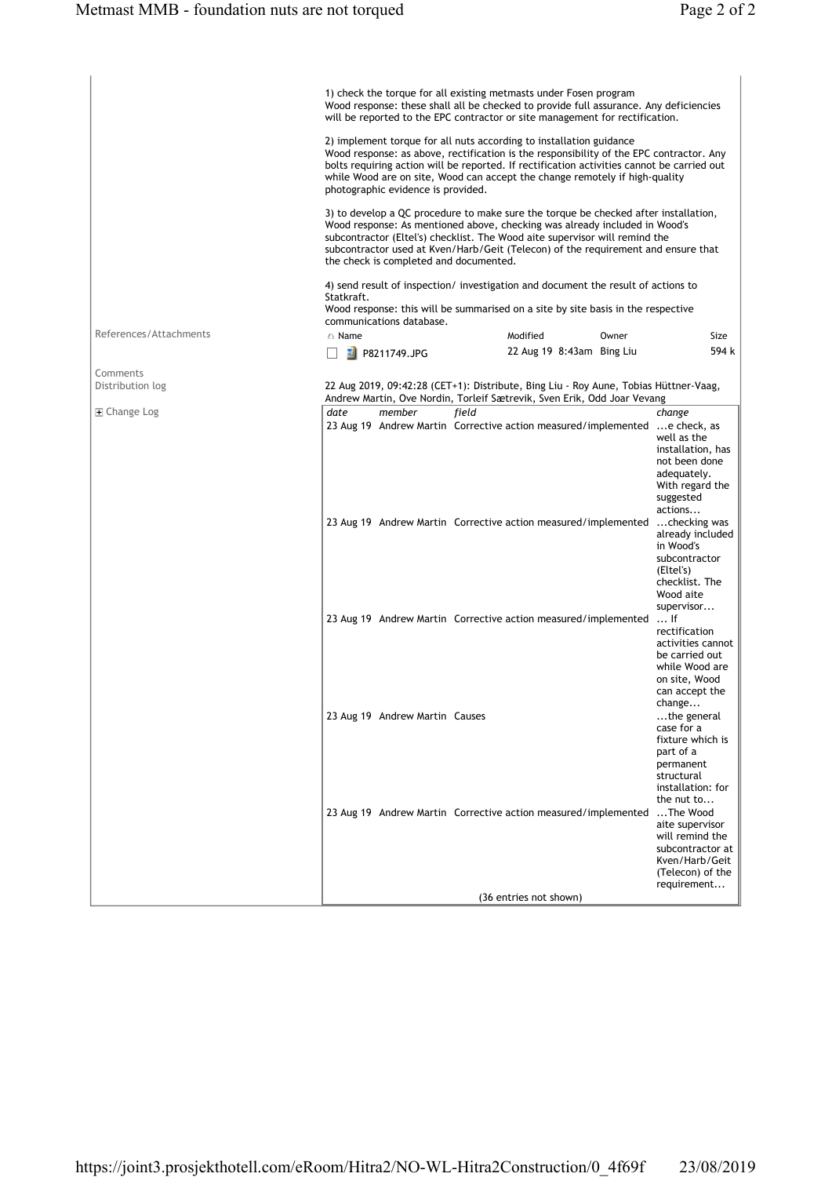1) check the torque for all existing metmasts under Fosen program
Wood response: these shall all be checked to provide full assurance. Any deficiencies will be reported to the EPC contractor or site management for rectification.

2) implement torque for all nuts according to installation guidance
Wood response: as above, rectification is the responsibility of the EPC contractor. Any bolts requiring action will be reported. If rectification activities cannot be carried out while Wood are on site, Wood can accept the change remotely if high-quality photographic evidence is provided.

3) to develop a QC procedure to make sure the torque be checked after installation,
Wood response: As mentioned above, checking was already included in Wood's subcontractor (Eltel's) checklist. The Wood aite supervisor will remind the subcontractor used at Kven/Harb/Geit (Telecon) of the requirement and ensure that the check is completed and documented.

4) send result of inspection/ investigation and document the result of actions to Statkraft.
Wood response: this will be summarised on a site by site basis in the respective communications database.

**References/Attachments**

| Name | Modified | Owner | Size |
|---|---|---|---|
| P8211749.JPG | 22 Aug 19 8:43am | Bing Liu | 594 k |

**Comments**

**Distribution log**

22 Aug 2019, 09:42:28 (CET+1): Distribute, Bing Liu - Roy Aune, Tobias Hüttner-Vaag, Andrew Martin, Ove Nordin, Torleif Sætrevik, Sven Erik, Odd Joar Vevang

**Change Log**

| date | member | field | change |
|---|---|---|---|
| 23 Aug 19 | Andrew Martin | Corrective action measured/implemented | ...e check, as well as the installation, has not been done adequately. With regard the suggested actions... |
| 23 Aug 19 | Andrew Martin | Corrective action measured/implemented | ...checking was already included in Wood's subcontractor (Eltel's) checklist. The Wood aite supervisor... |
| 23 Aug 19 | Andrew Martin | Corrective action measured/implemented | ... If rectification activities cannot be carried out while Wood are on site, Wood can accept the change... |
| 23 Aug 19 | Andrew Martin | Causes | ...the general case for a fixture which is part of a permanent structural installation: for the nut to... |
| 23 Aug 19 | Andrew Martin | Corrective action measured/implemented | ...The Wood aite supervisor will remind the subcontractor at Kven/Harb/Geit (Telecon) of the requirement... |

(36 entries not shown)